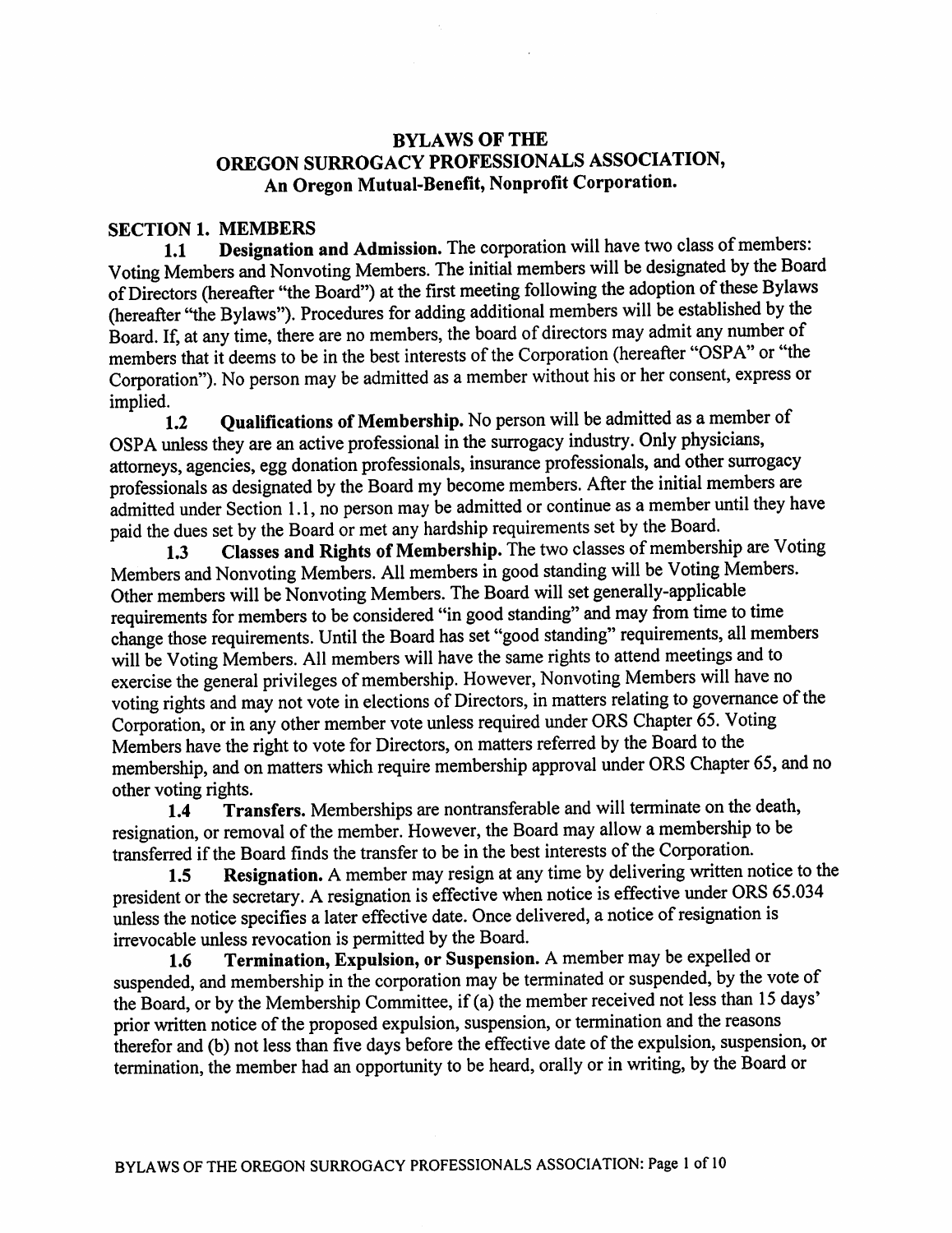# BYLAWS OF THE OREGON SURROGACY PROFESSIONALS ASSOCIATION,
## An Oregon Mutual-Benefit, Nonprofit Corporation.

## SECTION 1. MEMBERS

**1.1 Designation and Admission.** The corporation will have two class of members: Voting Members and Nonvoting Members. The initial members will be designated by the Board of Directors (hereafter "the Board") at the first meeting following the adoption of these Bylaws (hereafter "the Bylaws"). Procedures for adding additional members will be established by the Board. If, at any time, there are no members, the board of directors may admit any number of members that it deems to be in the best interests of the Corporation (hereafter "OSPA" or "the Corporation"). No person may be admitted as a member without his or her consent, express or implied.

**1.2 Qualifications of Membership.** No person will be admitted as a member of OSPA unless they are an active professional in the surrogacy industry. Only physicians, attorneys, agencies, egg donation professionals, insurance professionals, and other surrogacy professionals as designated by the Board my become members. After the initial members are admitted under Section 1.1, no person may be admitted or continue as a member until they have paid the dues set by the Board or met any hardship requirements set by the Board.

**1.3 Classes and Rights of Membership.** The two classes of membership are Voting Members and Nonvoting Members. All members in good standing will be Voting Members. Other members will be Nonvoting Members. The Board will set generally-applicable requirements for members to be considered "in good standing" and may from time to time change those requirements. Until the Board has set "good standing" requirements, all members will be Voting Members. All members will have the same rights to attend meetings and to exercise the general privileges of membership. However, Nonvoting Members will have no voting rights and may not vote in elections of Directors, in matters relating to governance of the Corporation, or in any other member vote unless required under ORS Chapter 65. Voting Members have the right to vote for Directors, on matters referred by the Board to the membership, and on matters which require membership approval under ORS Chapter 65, and no other voting rights.

**1.4 Transfers.** Memberships are nontransferable and will terminate on the death, resignation, or removal of the member. However, the Board may allow a membership to be transferred if the Board finds the transfer to be in the best interests of the Corporation.

**1.5 Resignation.** A member may resign at any time by delivering written notice to the president or the secretary. A resignation is effective when notice is effective under ORS 65.034 unless the notice specifies a later effective date. Once delivered, a notice of resignation is irrevocable unless revocation is permitted by the Board.

**1.6 Termination, Expulsion, or Suspension.** A member may be expelled or suspended, and membership in the corporation may be terminated or suspended, by the vote of the Board, or by the Membership Committee, if (a) the member received not less than 15 days' prior written notice of the proposed expulsion, suspension, or termination and the reasons therefor and (b) not less than five days before the effective date of the expulsion, suspension, or termination, the member had an opportunity to be heard, orally or in writing, by the Board or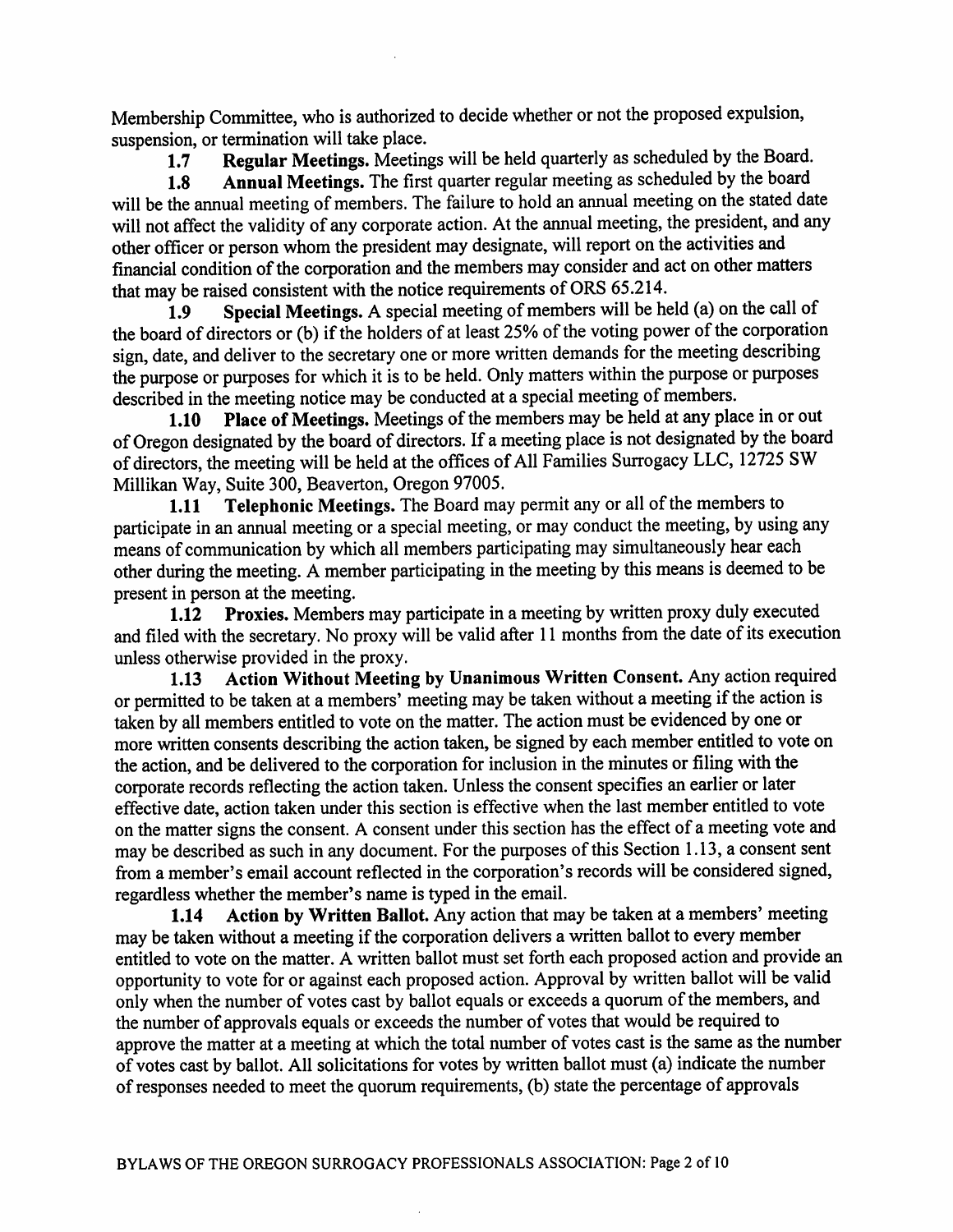Membership Committee, who is authorized to decide whether or not the proposed expulsion, suspension, or termination will take place.

**1.7 Regular Meetings.** Meetings will be held quarterly as scheduled by the Board.

**1.8 Annual Meetings.** The first quarter regular meeting as scheduled by the board will be the annual meeting of members. The failure to hold an annual meeting on the stated date will not affect the validity of any corporate action. At the annual meeting, the president, and any other officer or person whom the president may designate, will report on the activities and financial condition of the corporation and the members may consider and act on other matters that may be raised consistent with the notice requirements of ORS 65.214.

**1.9 Special Meetings.** A special meeting of members will be held (a) on the call of the board of directors or (b) if the holders of at least 25% of the voting power of the corporation sign, date, and deliver to the secretary one or more written demands for the meeting describing the purpose or purposes for which it is to be held. Only matters within the purpose or purposes described in the meeting notice may be conducted at a special meeting of members.

**1.10 Place of Meetings.** Meetings of the members may be held at any place in or out of Oregon designated by the board of directors. If a meeting place is not designated by the board of directors, the meeting will be held at the offices of All Families Surrogacy LLC, 12725 SW Millikan Way, Suite 300, Beaverton, Oregon 97005.

**1.11 Telephonic Meetings.** The Board may permit any or all of the members to participate in an annual meeting or a special meeting, or may conduct the meeting, by using any means of communication by which all members participating may simultaneously hear each other during the meeting. A member participating in the meeting by this means is deemed to be present in person at the meeting.

**1.12 Proxies.** Members may participate in a meeting by written proxy duly executed and filed with the secretary. No proxy will be valid after 11 months from the date of its execution unless otherwise provided in the proxy.

**1.13 Action Without Meeting by Unanimous Written Consent.** Any action required or permitted to be taken at a members' meeting may be taken without a meeting if the action is taken by all members entitled to vote on the matter. The action must be evidenced by one or more written consents describing the action taken, be signed by each member entitled to vote on the action, and be delivered to the corporation for inclusion in the minutes or filing with the corporate records reflecting the action taken. Unless the consent specifies an earlier or later effective date, action taken under this section is effective when the last member entitled to vote on the matter signs the consent. A consent under this section has the effect of a meeting vote and may be described as such in any document. For the purposes of this Section 1.13, a consent sent from a member's email account reflected in the corporation's records will be considered signed, regardless whether the member's name is typed in the email.

**1.14 Action by Written Ballot.** Any action that may be taken at a members' meeting may be taken without a meeting if the corporation delivers a written ballot to every member entitled to vote on the matter. A written ballot must set forth each proposed action and provide an opportunity to vote for or against each proposed action. Approval by written ballot will be valid only when the number of votes cast by ballot equals or exceeds a quorum of the members, and the number of approvals equals or exceeds the number of votes that would be required to approve the matter at a meeting at which the total number of votes cast is the same as the number of votes cast by ballot. All solicitations for votes by written ballot must (a) indicate the number of responses needed to meet the quorum requirements, (b) state the percentage of approvals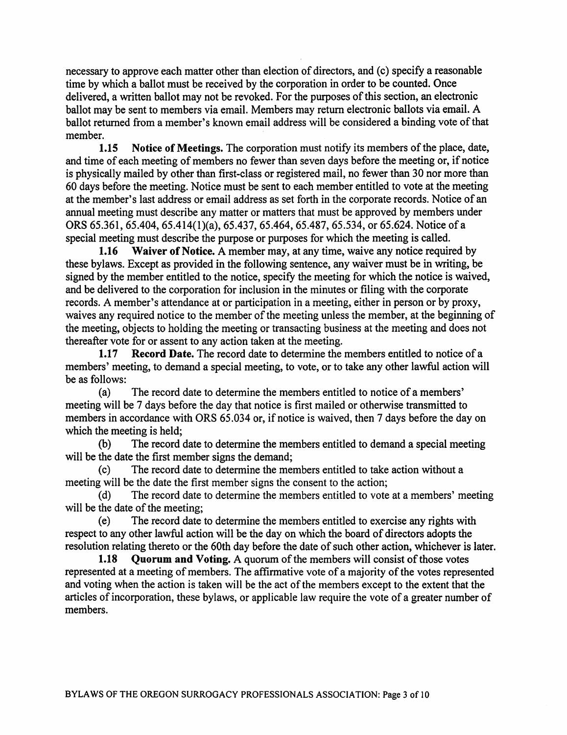necessary to approve each matter other than election of directors, and (c) specify a reasonable time by which a ballot must be received by the corporation in order to be counted. Once delivered, a written ballot may not be revoked. For the purposes of this section, an electronic ballot may be sent to members via email. Members may return electronic ballots via email. A ballot returned from a member's known email address will be considered a binding vote of that member.

**1.15 Notice of Meetings.** The corporation must notify its members of the place, date, and time of each meeting of members no fewer than seven days before the meeting or, if notice is physically mailed by other than first-class or registered mail, no fewer than 30 nor more than 60 days before the meeting. Notice must be sent to each member entitled to vote at the meeting at the member's last address or email address as set forth in the corporate records. Notice of an annual meeting must describe any matter or matters that must be approved by members under ORS 65.361, 65.404, 65.414(1)(a), 65.437, 65.464, 65.487, 65.534, or 65.624. Notice of a special meeting must describe the purpose or purposes for which the meeting is called.

**1.16 Waiver of Notice.** A member may, at any time, waive any notice required by these bylaws. Except as provided in the following sentence, any waiver must be in writing, be signed by the member entitled to the notice, specify the meeting for which the notice is waived, and be delivered to the corporation for inclusion in the minutes or filing with the corporate records. A member's attendance at or participation in a meeting, either in person or by proxy, waives any required notice to the member of the meeting unless the member, at the beginning of the meeting, objects to holding the meeting or transacting business at the meeting and does not thereafter vote for or assent to any action taken at the meeting.

**1.17 Record Date.** The record date to determine the members entitled to notice of a members' meeting, to demand a special meeting, to vote, or to take any other lawful action will be as follows:

(a) The record date to determine the members entitled to notice of a members' meeting will be 7 days before the day that notice is first mailed or otherwise transmitted to members in accordance with ORS 65.034 or, if notice is waived, then 7 days before the day on which the meeting is held;

(b) The record date to determine the members entitled to demand a special meeting will be the date the first member signs the demand;

(c) The record date to determine the members entitled to take action without a meeting will be the date the first member signs the consent to the action;

(d) The record date to determine the members entitled to vote at a members' meeting will be the date of the meeting;

(e) The record date to determine the members entitled to exercise any rights with respect to any other lawful action will be the day on which the board of directors adopts the resolution relating thereto or the 60th day before the date of such other action, whichever is later.

**1.18 Quorum and Voting.** A quorum of the members will consist of those votes represented at a meeting of members. The affirmative vote of a majority of the votes represented and voting when the action is taken will be the act of the members except to the extent that the articles of incorporation, these bylaws, or applicable law require the vote of a greater number of members.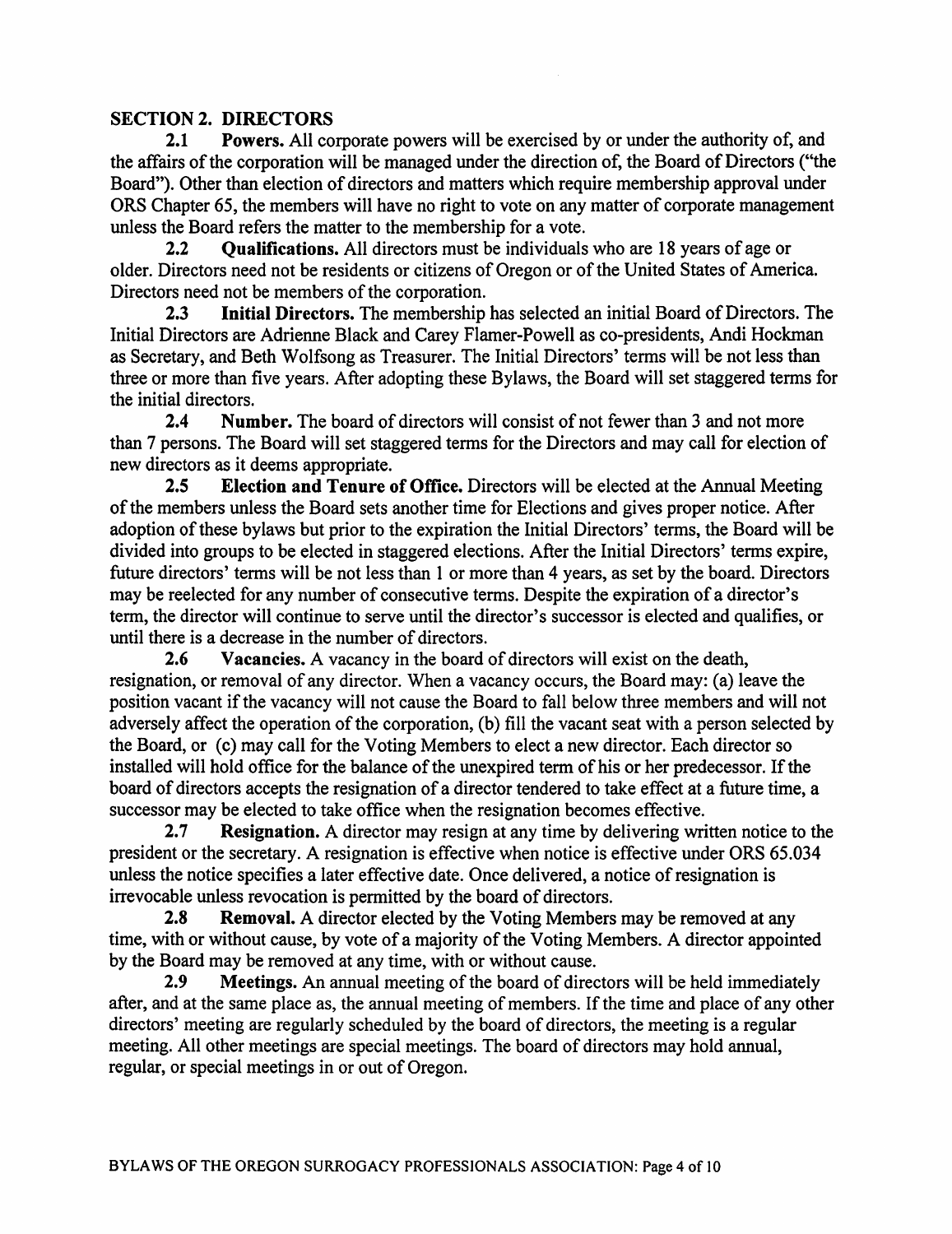## SECTION 2. DIRECTORS

**2.1 Powers.** All corporate powers will be exercised by or under the authority of, and the affairs of the corporation will be managed under the direction of, the Board of Directors ("the Board"). Other than election of directors and matters which require membership approval under ORS Chapter 65, the members will have no right to vote on any matter of corporate management unless the Board refers the matter to the membership for a vote.

**2.2 Qualifications.** All directors must be individuals who are 18 years of age or older. Directors need not be residents or citizens of Oregon or of the United States of America. Directors need not be members of the corporation.

**2.3 Initial Directors.** The membership has selected an initial Board of Directors. The Initial Directors are Adrienne Black and Carey Flamer-Powell as co-presidents, Andi Hockman as Secretary, and Beth Wolfsong as Treasurer. The Initial Directors' terms will be not less than three or more than five years. After adopting these Bylaws, the Board will set staggered terms for the initial directors.

**2.4 Number.** The board of directors will consist of not fewer than 3 and not more than 7 persons. The Board will set staggered terms for the Directors and may call for election of new directors as it deems appropriate.

**2.5 Election and Tenure of Office.** Directors will be elected at the Annual Meeting of the members unless the Board sets another time for Elections and gives proper notice. After adoption of these bylaws but prior to the expiration the Initial Directors' terms, the Board will be divided into groups to be elected in staggered elections. After the Initial Directors' terms expire, future directors' terms will be not less than 1 or more than 4 years, as set by the board. Directors may be reelected for any number of consecutive terms. Despite the expiration of a director's term, the director will continue to serve until the director's successor is elected and qualifies, or until there is a decrease in the number of directors.

**2.6 Vacancies.** A vacancy in the board of directors will exist on the death, resignation, or removal of any director. When a vacancy occurs, the Board may: (a) leave the position vacant if the vacancy will not cause the Board to fall below three members and will not adversely affect the operation of the corporation, (b) fill the vacant seat with a person selected by the Board, or (c) may call for the Voting Members to elect a new director. Each director so installed will hold office for the balance of the unexpired term of his or her predecessor. If the board of directors accepts the resignation of a director tendered to take effect at a future time, a successor may be elected to take office when the resignation becomes effective.

**2.7 Resignation.** A director may resign at any time by delivering written notice to the president or the secretary. A resignation is effective when notice is effective under ORS 65.034 unless the notice specifies a later effective date. Once delivered, a notice of resignation is irrevocable unless revocation is permitted by the board of directors.

**2.8 Removal.** A director elected by the Voting Members may be removed at any time, with or without cause, by vote of a majority of the Voting Members. A director appointed by the Board may be removed at any time, with or without cause.

**2.9 Meetings.** An annual meeting of the board of directors will be held immediately after, and at the same place as, the annual meeting of members. If the time and place of any other directors' meeting are regularly scheduled by the board of directors, the meeting is a regular meeting. All other meetings are special meetings. The board of directors may hold annual, regular, or special meetings in or out of Oregon.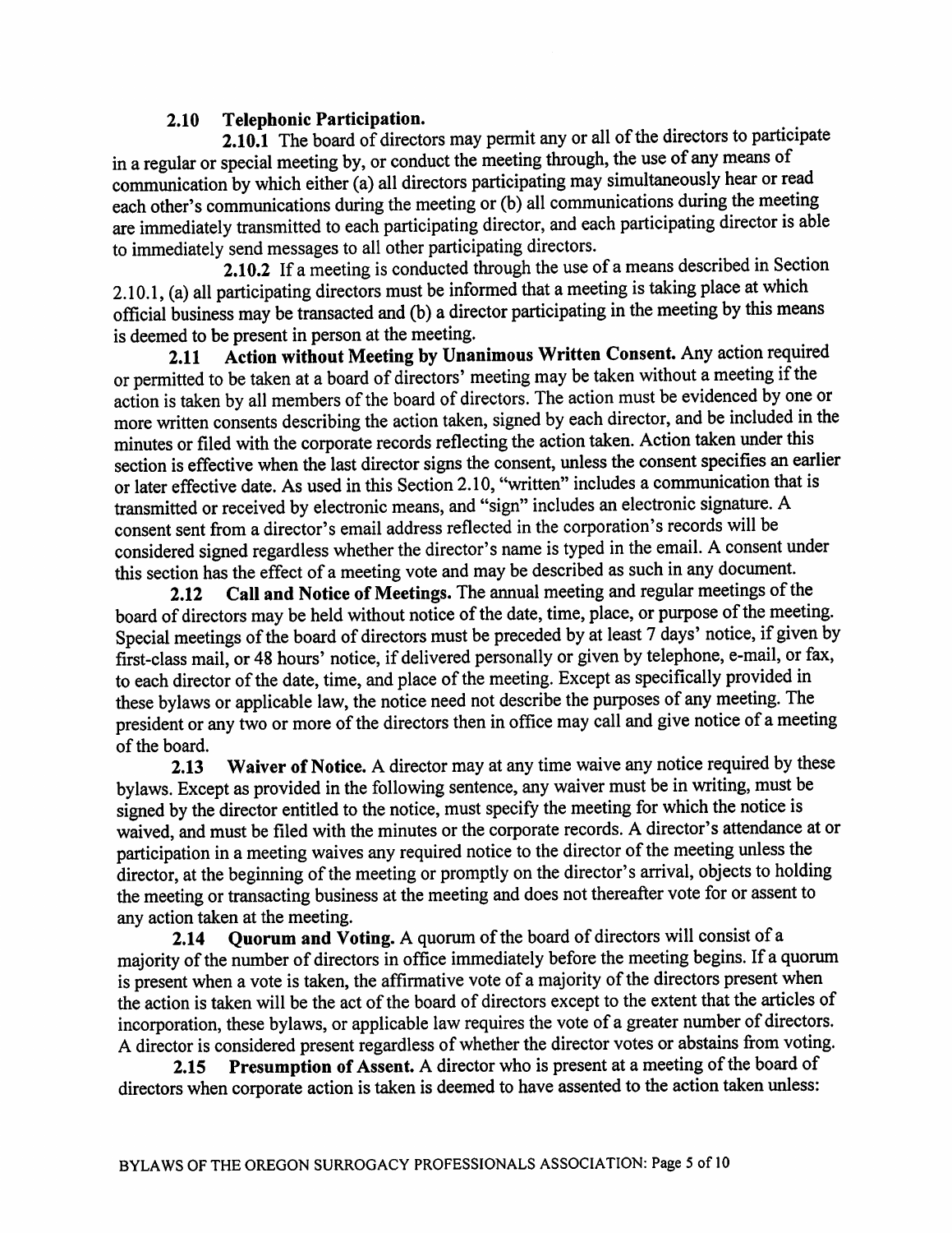**2.10 Telephonic Participation.**

**2.10.1** The board of directors may permit any or all of the directors to participate in a regular or special meeting by, or conduct the meeting through, the use of any means of communication by which either (a) all directors participating may simultaneously hear or read each other's communications during the meeting or (b) all communications during the meeting are immediately transmitted to each participating director, and each participating director is able to immediately send messages to all other participating directors.

**2.10.2** If a meeting is conducted through the use of a means described in Section 2.10.1, (a) all participating directors must be informed that a meeting is taking place at which official business may be transacted and (b) a director participating in the meeting by this means is deemed to be present in person at the meeting.

**2.11 Action without Meeting by Unanimous Written Consent.** Any action required or permitted to be taken at a board of directors' meeting may be taken without a meeting if the action is taken by all members of the board of directors. The action must be evidenced by one or more written consents describing the action taken, signed by each director, and be included in the minutes or filed with the corporate records reflecting the action taken. Action taken under this section is effective when the last director signs the consent, unless the consent specifies an earlier or later effective date. As used in this Section 2.10, "written" includes a communication that is transmitted or received by electronic means, and "sign" includes an electronic signature. A consent sent from a director's email address reflected in the corporation's records will be considered signed regardless whether the director's name is typed in the email. A consent under this section has the effect of a meeting vote and may be described as such in any document.

**2.12 Call and Notice of Meetings.** The annual meeting and regular meetings of the board of directors may be held without notice of the date, time, place, or purpose of the meeting. Special meetings of the board of directors must be preceded by at least 7 days' notice, if given by first-class mail, or 48 hours' notice, if delivered personally or given by telephone, e-mail, or fax, to each director of the date, time, and place of the meeting. Except as specifically provided in these bylaws or applicable law, the notice need not describe the purposes of any meeting. The president or any two or more of the directors then in office may call and give notice of a meeting of the board.

**2.13 Waiver of Notice.** A director may at any time waive any notice required by these bylaws. Except as provided in the following sentence, any waiver must be in writing, must be signed by the director entitled to the notice, must specify the meeting for which the notice is waived, and must be filed with the minutes or the corporate records. A director's attendance at or participation in a meeting waives any required notice to the director of the meeting unless the director, at the beginning of the meeting or promptly on the director's arrival, objects to holding the meeting or transacting business at the meeting and does not thereafter vote for or assent to any action taken at the meeting.

**2.14 Quorum and Voting.** A quorum of the board of directors will consist of a majority of the number of directors in office immediately before the meeting begins. If a quorum is present when a vote is taken, the affirmative vote of a majority of the directors present when the action is taken will be the act of the board of directors except to the extent that the articles of incorporation, these bylaws, or applicable law requires the vote of a greater number of directors. A director is considered present regardless of whether the director votes or abstains from voting.

**2.15 Presumption of Assent.** A director who is present at a meeting of the board of directors when corporate action is taken is deemed to have assented to the action taken unless: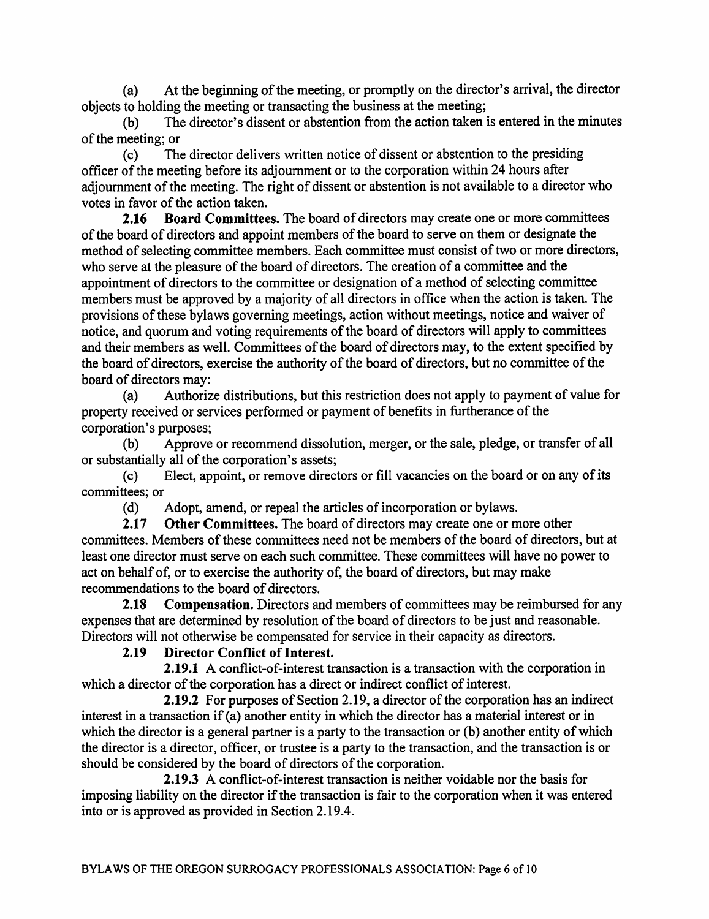(a) At the beginning of the meeting, or promptly on the director's arrival, the director objects to holding the meeting or transacting the business at the meeting;

(b) The director's dissent or abstention from the action taken is entered in the minutes of the meeting; or

(c) The director delivers written notice of dissent or abstention to the presiding officer of the meeting before its adjournment or to the corporation within 24 hours after adjournment of the meeting. The right of dissent or abstention is not available to a director who votes in favor of the action taken.

**2.16 Board Committees.** The board of directors may create one or more committees of the board of directors and appoint members of the board to serve on them or designate the method of selecting committee members. Each committee must consist of two or more directors, who serve at the pleasure of the board of directors. The creation of a committee and the appointment of directors to the committee or designation of a method of selecting committee members must be approved by a majority of all directors in office when the action is taken. The provisions of these bylaws governing meetings, action without meetings, notice and waiver of notice, and quorum and voting requirements of the board of directors will apply to committees and their members as well. Committees of the board of directors may, to the extent specified by the board of directors, exercise the authority of the board of directors, but no committee of the board of directors may:

(a) Authorize distributions, but this restriction does not apply to payment of value for property received or services performed or payment of benefits in furtherance of the corporation's purposes;

(b) Approve or recommend dissolution, merger, or the sale, pledge, or transfer of all or substantially all of the corporation's assets;

(c) Elect, appoint, or remove directors or fill vacancies on the board or on any of its committees; or

(d) Adopt, amend, or repeal the articles of incorporation or bylaws.

**2.17 Other Committees.** The board of directors may create one or more other committees. Members of these committees need not be members of the board of directors, but at least one director must serve on each such committee. These committees will have no power to act on behalf of, or to exercise the authority of, the board of directors, but may make recommendations to the board of directors.

**2.18 Compensation.** Directors and members of committees may be reimbursed for any expenses that are determined by resolution of the board of directors to be just and reasonable. Directors will not otherwise be compensated for service in their capacity as directors.

**2.19 Director Conflict of Interest.**

**2.19.1** A conflict-of-interest transaction is a transaction with the corporation in which a director of the corporation has a direct or indirect conflict of interest.

**2.19.2** For purposes of Section 2.19, a director of the corporation has an indirect interest in a transaction if (a) another entity in which the director has a material interest or in which the director is a general partner is a party to the transaction or (b) another entity of which the director is a director, officer, or trustee is a party to the transaction, and the transaction is or should be considered by the board of directors of the corporation.

**2.19.3** A conflict-of-interest transaction is neither voidable nor the basis for imposing liability on the director if the transaction is fair to the corporation when it was entered into or is approved as provided in Section 2.19.4.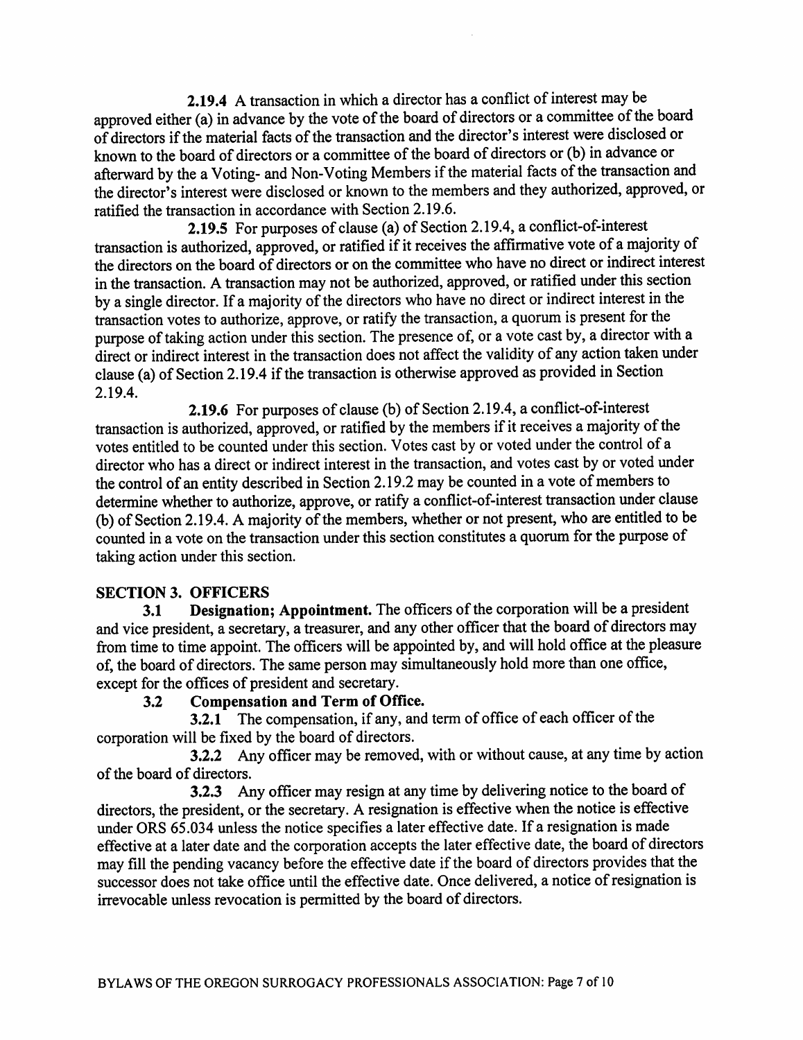**2.19.4** A transaction in which a director has a conflict of interest may be approved either (a) in advance by the vote of the board of directors or a committee of the board of directors if the material facts of the transaction and the director's interest were disclosed or known to the board of directors or a committee of the board of directors or (b) in advance or afterward by the a Voting- and Non-Voting Members if the material facts of the transaction and the director's interest were disclosed or known to the members and they authorized, approved, or ratified the transaction in accordance with Section 2.19.6.

**2.19.5** For purposes of clause (a) of Section 2.19.4, a conflict-of-interest transaction is authorized, approved, or ratified if it receives the affirmative vote of a majority of the directors on the board of directors or on the committee who have no direct or indirect interest in the transaction. A transaction may not be authorized, approved, or ratified under this section by a single director. If a majority of the directors who have no direct or indirect interest in the transaction votes to authorize, approve, or ratify the transaction, a quorum is present for the purpose of taking action under this section. The presence of, or a vote cast by, a director with a direct or indirect interest in the transaction does not affect the validity of any action taken under clause (a) of Section 2.19.4 if the transaction is otherwise approved as provided in Section 2.19.4.

**2.19.6** For purposes of clause (b) of Section 2.19.4, a conflict-of-interest transaction is authorized, approved, or ratified by the members if it receives a majority of the votes entitled to be counted under this section. Votes cast by or voted under the control of a director who has a direct or indirect interest in the transaction, and votes cast by or voted under the control of an entity described in Section 2.19.2 may be counted in a vote of members to determine whether to authorize, approve, or ratify a conflict-of-interest transaction under clause (b) of Section 2.19.4. A majority of the members, whether or not present, who are entitled to be counted in a vote on the transaction under this section constitutes a quorum for the purpose of taking action under this section.

## SECTION 3. OFFICERS

**3.1 Designation; Appointment.** The officers of the corporation will be a president and vice president, a secretary, a treasurer, and any other officer that the board of directors may from time to time appoint. The officers will be appointed by, and will hold office at the pleasure of, the board of directors. The same person may simultaneously hold more than one office, except for the offices of president and secretary.

**3.2 Compensation and Term of Office.**

**3.2.1** The compensation, if any, and term of office of each officer of the corporation will be fixed by the board of directors.

**3.2.2** Any officer may be removed, with or without cause, at any time by action of the board of directors.

**3.2.3** Any officer may resign at any time by delivering notice to the board of directors, the president, or the secretary. A resignation is effective when the notice is effective under ORS 65.034 unless the notice specifies a later effective date. If a resignation is made effective at a later date and the corporation accepts the later effective date, the board of directors may fill the pending vacancy before the effective date if the board of directors provides that the successor does not take office until the effective date. Once delivered, a notice of resignation is irrevocable unless revocation is permitted by the board of directors.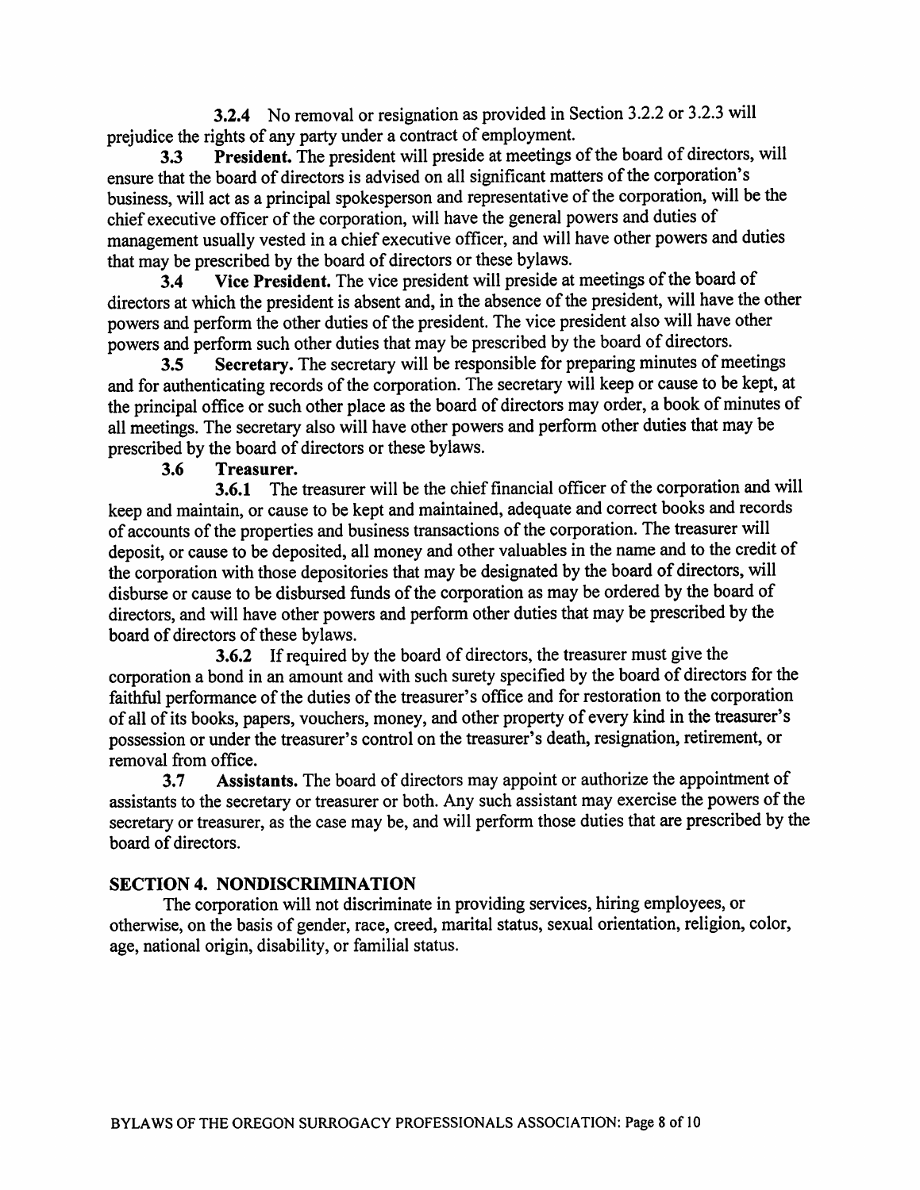**3.2.4** No removal or resignation as provided in Section 3.2.2 or 3.2.3 will prejudice the rights of any party under a contract of employment.

**3.3 President.** The president will preside at meetings of the board of directors, will ensure that the board of directors is advised on all significant matters of the corporation's business, will act as a principal spokesperson and representative of the corporation, will be the chief executive officer of the corporation, will have the general powers and duties of management usually vested in a chief executive officer, and will have other powers and duties that may be prescribed by the board of directors or these bylaws.

**3.4 Vice President.** The vice president will preside at meetings of the board of directors at which the president is absent and, in the absence of the president, will have the other powers and perform the other duties of the president. The vice president also will have other powers and perform such other duties that may be prescribed by the board of directors.

**3.5 Secretary.** The secretary will be responsible for preparing minutes of meetings and for authenticating records of the corporation. The secretary will keep or cause to be kept, at the principal office or such other place as the board of directors may order, a book of minutes of all meetings. The secretary also will have other powers and perform other duties that may be prescribed by the board of directors or these bylaws.

**3.6 Treasurer.**

**3.6.1** The treasurer will be the chief financial officer of the corporation and will keep and maintain, or cause to be kept and maintained, adequate and correct books and records of accounts of the properties and business transactions of the corporation. The treasurer will deposit, or cause to be deposited, all money and other valuables in the name and to the credit of the corporation with those depositories that may be designated by the board of directors, will disburse or cause to be disbursed funds of the corporation as may be ordered by the board of directors, and will have other powers and perform other duties that may be prescribed by the board of directors of these bylaws.

**3.6.2** If required by the board of directors, the treasurer must give the corporation a bond in an amount and with such surety specified by the board of directors for the faithful performance of the duties of the treasurer's office and for restoration to the corporation of all of its books, papers, vouchers, money, and other property of every kind in the treasurer's possession or under the treasurer's control on the treasurer's death, resignation, retirement, or removal from office.

**3.7 Assistants.** The board of directors may appoint or authorize the appointment of assistants to the secretary or treasurer or both. Any such assistant may exercise the powers of the secretary or treasurer, as the case may be, and will perform those duties that are prescribed by the board of directors.

## SECTION 4. NONDISCRIMINATION

The corporation will not discriminate in providing services, hiring employees, or otherwise, on the basis of gender, race, creed, marital status, sexual orientation, religion, color, age, national origin, disability, or familial status.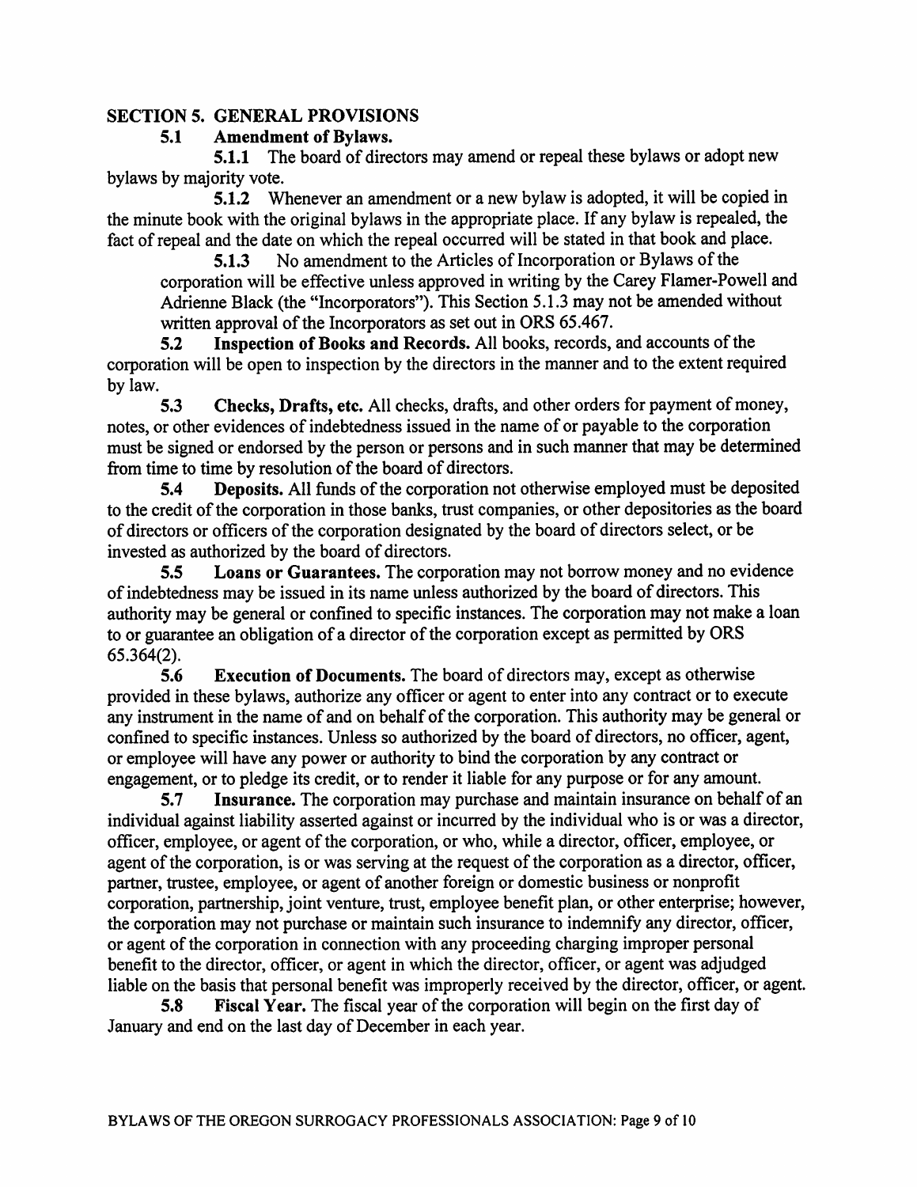## SECTION 5. GENERAL PROVISIONS

### 5.1 Amendment of Bylaws.

**5.1.1** The board of directors may amend or repeal these bylaws or adopt new bylaws by majority vote.

**5.1.2** Whenever an amendment or a new bylaw is adopted, it will be copied in the minute book with the original bylaws in the appropriate place. If any bylaw is repealed, the fact of repeal and the date on which the repeal occurred will be stated in that book and place.

**5.1.3** No amendment to the Articles of Incorporation or Bylaws of the corporation will be effective unless approved in writing by the Carey Flamer-Powell and Adrienne Black (the "Incorporators"). This Section 5.1.3 may not be amended without written approval of the Incorporators as set out in ORS 65.467.

**5.2 Inspection of Books and Records.** All books, records, and accounts of the corporation will be open to inspection by the directors in the manner and to the extent required by law.

**5.3 Checks, Drafts, etc.** All checks, drafts, and other orders for payment of money, notes, or other evidences of indebtedness issued in the name of or payable to the corporation must be signed or endorsed by the person or persons and in such manner that may be determined from time to time by resolution of the board of directors.

**5.4 Deposits.** All funds of the corporation not otherwise employed must be deposited to the credit of the corporation in those banks, trust companies, or other depositories as the board of directors or officers of the corporation designated by the board of directors select, or be invested as authorized by the board of directors.

**5.5 Loans or Guarantees.** The corporation may not borrow money and no evidence of indebtedness may be issued in its name unless authorized by the board of directors. This authority may be general or confined to specific instances. The corporation may not make a loan to or guarantee an obligation of a director of the corporation except as permitted by ORS 65.364(2).

**5.6 Execution of Documents.** The board of directors may, except as otherwise provided in these bylaws, authorize any officer or agent to enter into any contract or to execute any instrument in the name of and on behalf of the corporation. This authority may be general or confined to specific instances. Unless so authorized by the board of directors, no officer, agent, or employee will have any power or authority to bind the corporation by any contract or engagement, or to pledge its credit, or to render it liable for any purpose or for any amount.

**5.7 Insurance.** The corporation may purchase and maintain insurance on behalf of an individual against liability asserted against or incurred by the individual who is or was a director, officer, employee, or agent of the corporation, or who, while a director, officer, employee, or agent of the corporation, is or was serving at the request of the corporation as a director, officer, partner, trustee, employee, or agent of another foreign or domestic business or nonprofit corporation, partnership, joint venture, trust, employee benefit plan, or other enterprise; however, the corporation may not purchase or maintain such insurance to indemnify any director, officer, or agent of the corporation in connection with any proceeding charging improper personal benefit to the director, officer, or agent in which the director, officer, or agent was adjudged liable on the basis that personal benefit was improperly received by the director, officer, or agent.

**5.8 Fiscal Year.** The fiscal year of the corporation will begin on the first day of January and end on the last day of December in each year.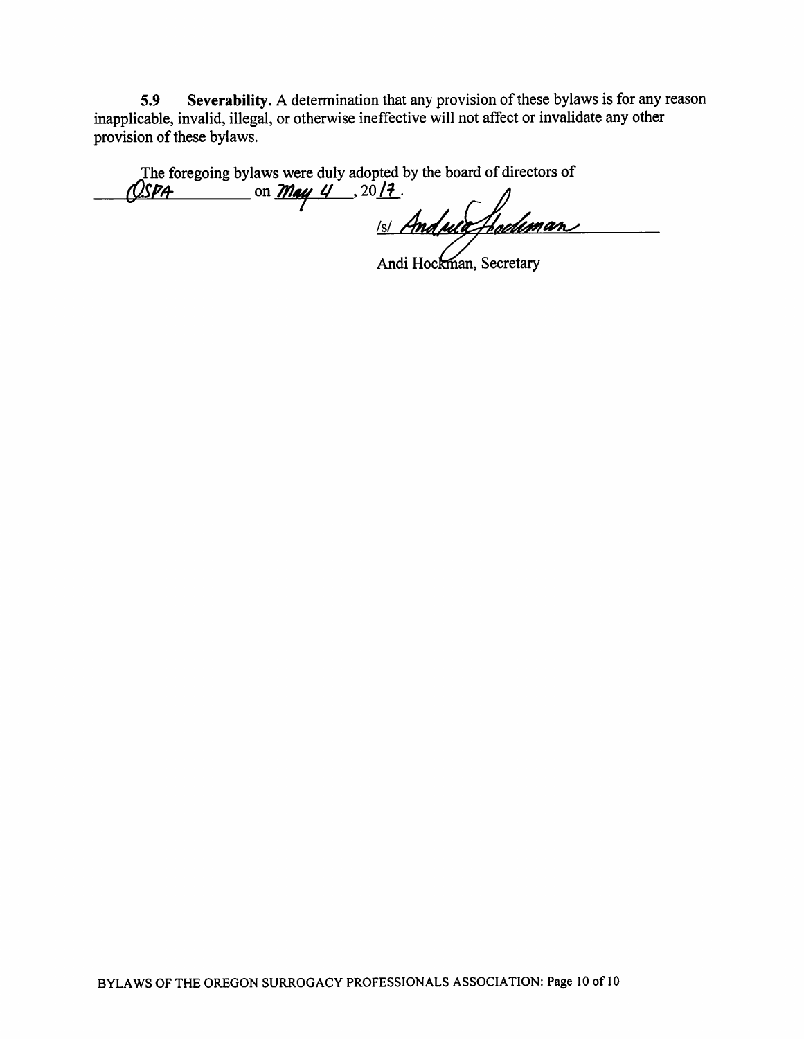**5.9 Severability.** A determination that any provision of these bylaws is for any reason inapplicable, invalid, illegal, or otherwise ineffective will not affect or invalidate any other provision of these bylaws.

The foregoing bylaws were duly adopted by the board of directors of OSPA on May 4, 2017.

/s/ Andrea Hockman

Andi Hockman, Secretary